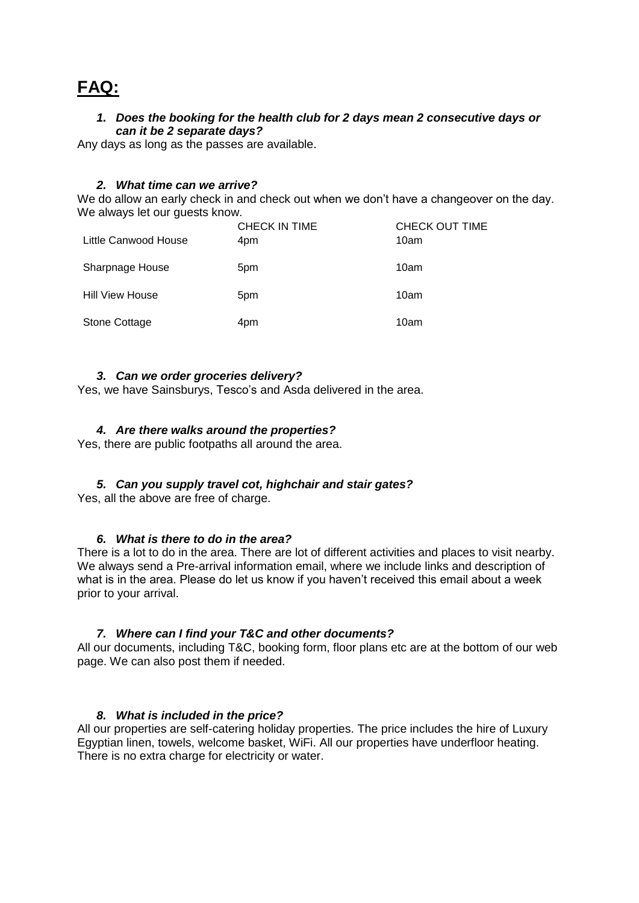# FAQ:

1. ***Does the booking for the health club for 2 days mean 2 consecutive days or can it be 2 separate days?***

Any days as long as the passes are available.

2. ***What time can we arrive?***

We do allow an early check in and check out when we don't have a changeover on the day. We always let our guests know.

| | CHECK IN TIME | CHECK OUT TIME |
|---|---|---|
| Little Canwood House | 4pm | 10am |
| Sharpnage House | 5pm | 10am |
| Hill View House | 5pm | 10am |
| Stone Cottage | 4pm | 10am |

3. ***Can we order groceries delivery?***

Yes, we have Sainsburys, Tesco's and Asda delivered in the area.

4. ***Are there walks around the properties?***

Yes, there are public footpaths all around the area.

5. ***Can you supply travel cot, highchair and stair gates?***

Yes, all the above are free of charge.

6. ***What is there to do in the area?***

There is a lot to do in the area. There are lot of different activities and places to visit nearby. We always send a Pre-arrival information email, where we include links and description of what is in the area. Please do let us know if you haven't received this email about a week prior to your arrival.

7. ***Where can I find your T&C and other documents?***

All our documents, including T&C, booking form, floor plans etc are at the bottom of our web page. We can also post them if needed.

8. ***What is included in the price?***

All our properties are self-catering holiday properties. The price includes the hire of Luxury Egyptian linen, towels, welcome basket, WiFi. All our properties have underfloor heating. There is no extra charge for electricity or water.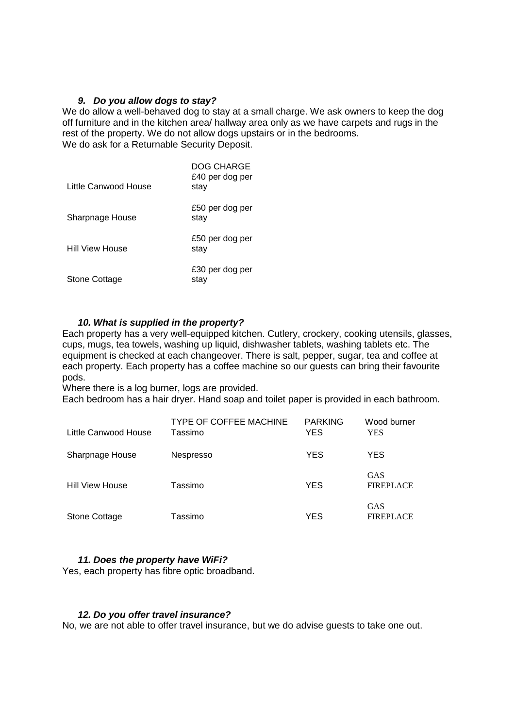### *9. Do you allow dogs to stay?*

We do allow a well-behaved dog to stay at a small charge. We ask owners to keep the dog off furniture and in the kitchen area/ hallway area only as we have carpets and rugs in the rest of the property. We do not allow dogs upstairs or in the bedrooms.
We do ask for a Returnable Security Deposit.

| | DOG CHARGE |
|---|---|
| Little Canwood House | £40 per dog per stay |
| Sharpnage House | £50 per dog per stay |
| Hill View House | £50 per dog per stay |
| Stone Cottage | £30 per dog per stay |

### *10. What is supplied in the property?*

Each property has a very well-equipped kitchen. Cutlery, crockery, cooking utensils, glasses, cups, mugs, tea towels, washing up liquid, dishwasher tablets, washing tablets etc. The equipment is checked at each changeover. There is salt, pepper, sugar, tea and coffee at each property. Each property has a coffee machine so our guests can bring their favourite pods.
Where there is a log burner, logs are provided.
Each bedroom has a hair dryer. Hand soap and toilet paper is provided in each bathroom.

| | TYPE OF COFFEE MACHINE | PARKING | Wood burner |
|---|---|---|---|
| Little Canwood House | Tassimo | YES | YES |
| Sharpnage House | Nespresso | YES | YES |
| Hill View House | Tassimo | YES | GAS FIREPLACE |
| Stone Cottage | Tassimo | YES | GAS FIREPLACE |

### *11. Does the property have WiFi?*

Yes, each property has fibre optic broadband.

### *12. Do you offer travel insurance?*

No, we are not able to offer travel insurance, but we do advise guests to take one out.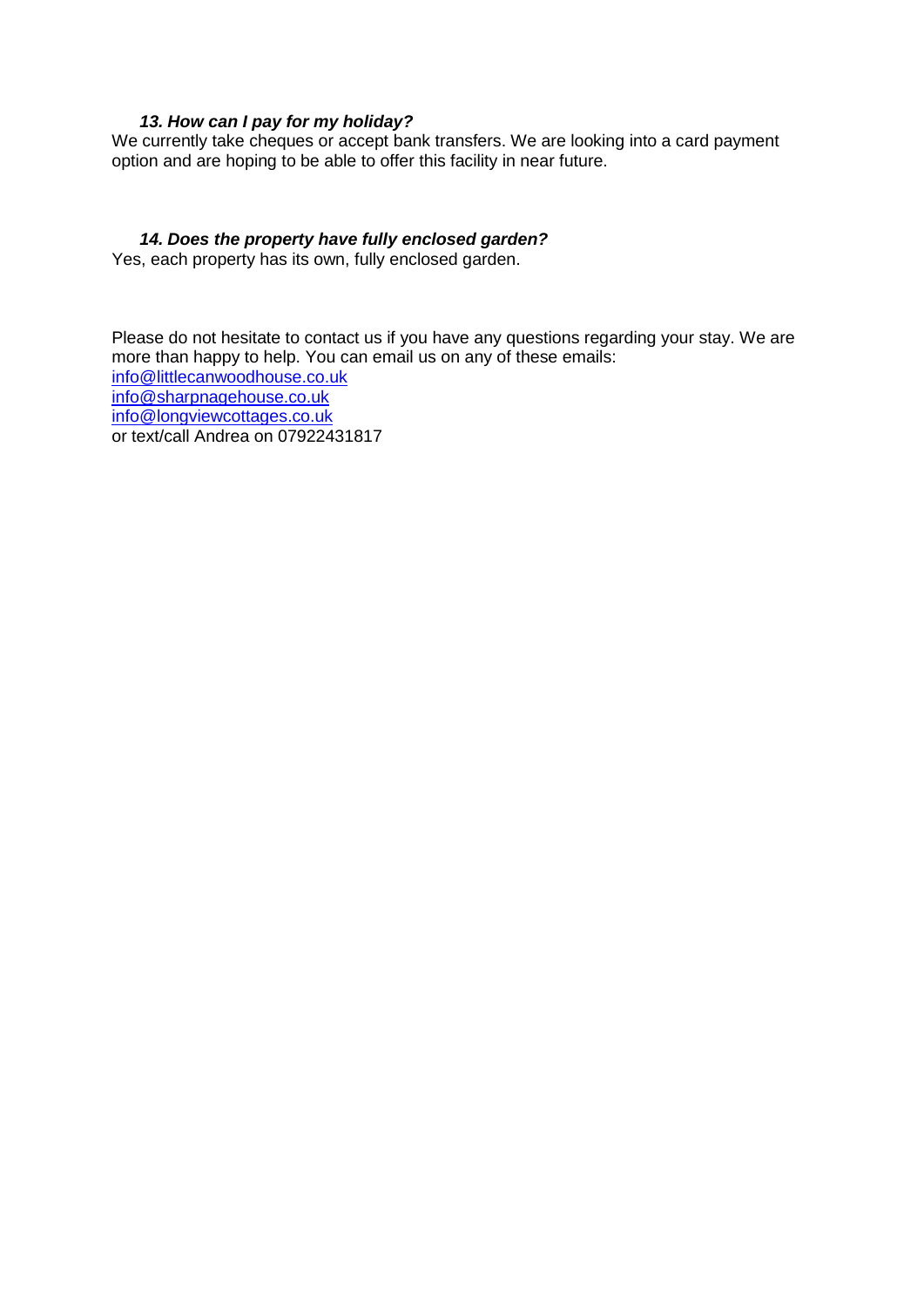***13. How can I pay for my holiday?***

We currently take cheques or accept bank transfers. We are looking into a card payment option and are hoping to be able to offer this facility in near future.

***14. Does the property have fully enclosed garden?***

Yes, each property has its own, fully enclosed garden.

Please do not hesitate to contact us if you have any questions regarding your stay. We are more than happy to help. You can email us on any of these emails:
info@littlecanwoodhouse.co.uk
info@sharpnagehouse.co.uk
info@longviewcottages.co.uk
or text/call Andrea on 07922431817